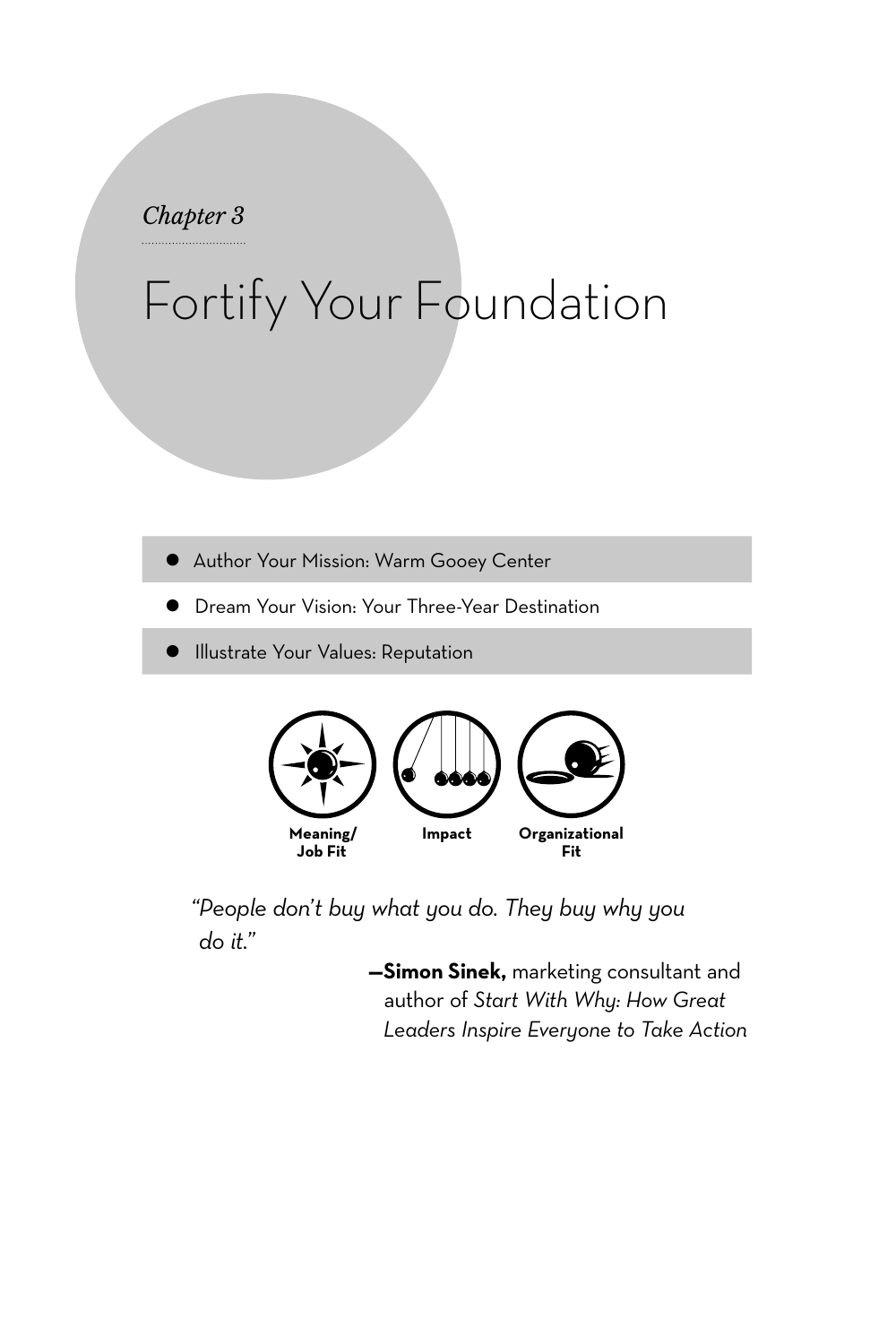*Chapter 3*

# Fortify Your Foundation

- Author Your Mission: Warm Gooey Center
- Dream Your Vision: Your Three-Year Destination
- Illustrate Your Values: Reputation

**Meaning/ Job Fit** **Impact** **Organizational Fit**

*"People don't buy what you do. They buy why you do it."*

—**Simon Sinek,** marketing consultant and author of *Start With Why: How Great Leaders Inspire Everyone to Take Action*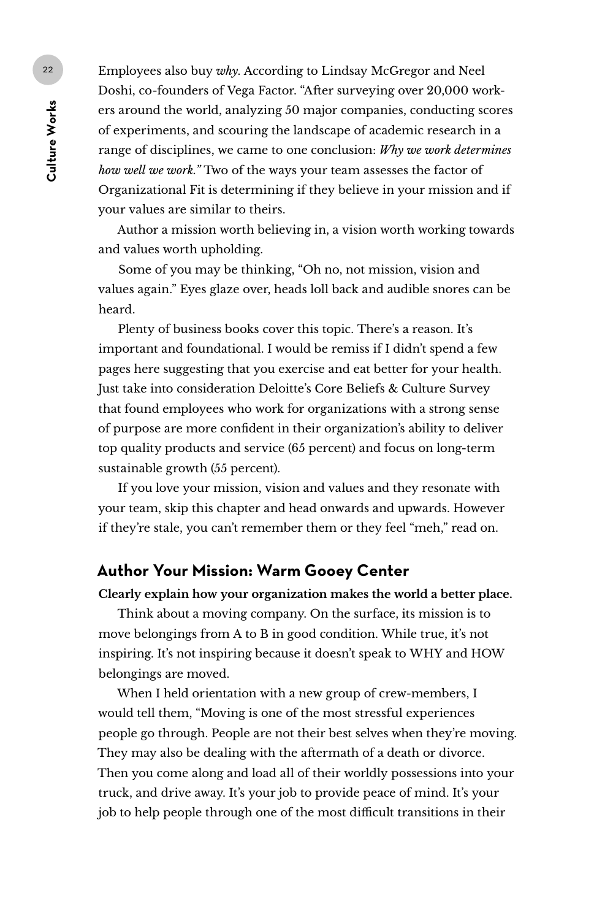Employees also buy *why*. According to Lindsay McGregor and Neel Doshi, co-founders of Vega Factor. "After surveying over 20,000 workers around the world, analyzing 50 major companies, conducting scores of experiments, and scouring the landscape of academic research in a range of disciplines, we came to one conclusion: *Why we work determines how well we work."* Two of the ways your team assesses the factor of Organizational Fit is determining if they believe in your mission and if your values are similar to theirs.

Author a mission worth believing in, a vision worth working towards and values worth upholding.

Some of you may be thinking, "Oh no, not mission, vision and values again." Eyes glaze over, heads loll back and audible snores can be heard.

Plenty of business books cover this topic. There's a reason. It's important and foundational. I would be remiss if I didn't spend a few pages here suggesting that you exercise and eat better for your health. Just take into consideration Deloitte's Core Beliefs & Culture Survey that found employees who work for organizations with a strong sense of purpose are more confident in their organization's ability to deliver top quality products and service (65 percent) and focus on long-term sustainable growth (55 percent).

If you love your mission, vision and values and they resonate with your team, skip this chapter and head onwards and upwards. However if they're stale, you can't remember them or they feel "meh," read on.

## Author Your Mission: Warm Gooey Center

**Clearly explain how your organization makes the world a better place.**

Think about a moving company. On the surface, its mission is to move belongings from A to B in good condition. While true, it's not inspiring. It's not inspiring because it doesn't speak to WHY and HOW belongings are moved.

When I held orientation with a new group of crew-members, I would tell them, "Moving is one of the most stressful experiences people go through. People are not their best selves when they're moving. They may also be dealing with the aftermath of a death or divorce. Then you come along and load all of their worldly possessions into your truck, and drive away. It's your job to provide peace of mind. It's your job to help people through one of the most difficult transitions in their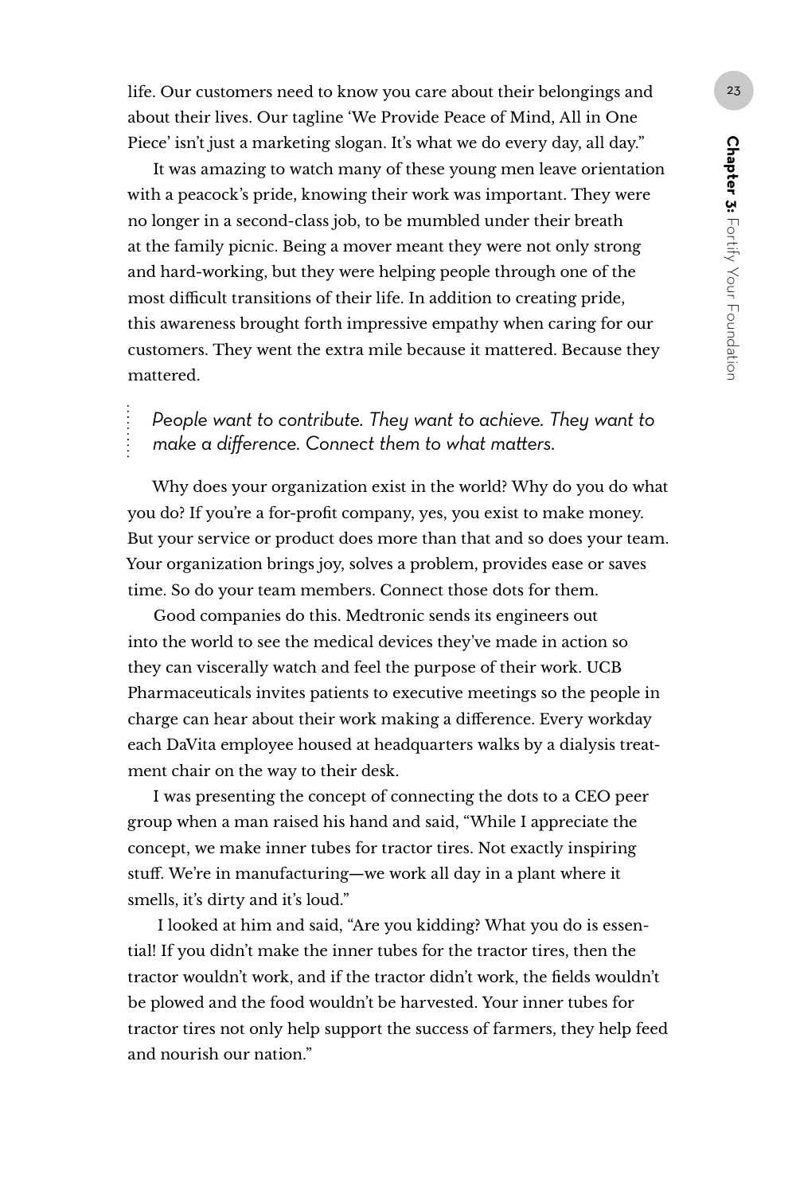life. Our customers need to know you care about their belongings and about their lives. Our tagline 'We Provide Peace of Mind, All in One Piece' isn't just a marketing slogan. It's what we do every day, all day."

It was amazing to watch many of these young men leave orientation with a peacock's pride, knowing their work was important. They were no longer in a second-class job, to be mumbled under their breath at the family picnic. Being a mover meant they were not only strong and hard-working, but they were helping people through one of the most difficult transitions of their life. In addition to creating pride, this awareness brought forth impressive empathy when caring for our customers. They went the extra mile because it mattered. Because they mattered.

> *People want to contribute. They want to achieve. They want to make a difference. Connect them to what matters.*

Why does your organization exist in the world? Why do you do what you do? If you're a for-profit company, yes, you exist to make money. But your service or product does more than that and so does your team. Your organization brings joy, solves a problem, provides ease or saves time. So do your team members. Connect those dots for them.

Good companies do this. Medtronic sends its engineers out into the world to see the medical devices they've made in action so they can viscerally watch and feel the purpose of their work. UCB Pharmaceuticals invites patients to executive meetings so the people in charge can hear about their work making a difference. Every workday each DaVita employee housed at headquarters walks by a dialysis treatment chair on the way to their desk.

I was presenting the concept of connecting the dots to a CEO peer group when a man raised his hand and said, "While I appreciate the concept, we make inner tubes for tractor tires. Not exactly inspiring stuff. We're in manufacturing—we work all day in a plant where it smells, it's dirty and it's loud."

I looked at him and said, "Are you kidding? What you do is essential! If you didn't make the inner tubes for the tractor tires, then the tractor wouldn't work, and if the tractor didn't work, the fields wouldn't be plowed and the food wouldn't be harvested. Your inner tubes for tractor tires not only help support the success of farmers, they help feed and nourish our nation."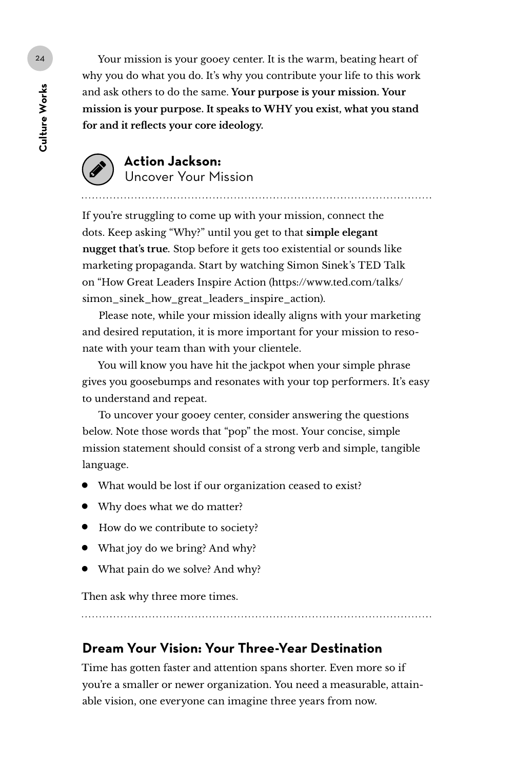Your mission is your gooey center. It is the warm, beating heart of why you do what you do. It's why you contribute your life to this work and ask others to do the same. **Your purpose is your mission. Your mission is your purpose. It speaks to WHY you exist, what you stand for and it reflects your core ideology.**

### Action Jackson:
Uncover Your Mission

If you're struggling to come up with your mission, connect the dots. Keep asking "Why?" until you get to that **simple elegant nugget that's true.** Stop before it gets too existential or sounds like marketing propaganda. Start by watching Simon Sinek's TED Talk on "How Great Leaders Inspire Action (https://www.ted.com/talks/simon_sinek_how_great_leaders_inspire_action).

Please note, while your mission ideally aligns with your marketing and desired reputation, it is more important for your mission to resonate with your team than with your clientele.

You will know you have hit the jackpot when your simple phrase gives you goosebumps and resonates with your top performers. It's easy to understand and repeat.

To uncover your gooey center, consider answering the questions below. Note those words that "pop" the most. Your concise, simple mission statement should consist of a strong verb and simple, tangible language.

- What would be lost if our organization ceased to exist?
- Why does what we do matter?
- How do we contribute to society?
- What joy do we bring? And why?
- What pain do we solve? And why?

Then ask why three more times.

## Dream Your Vision: Your Three-Year Destination

Time has gotten faster and attention spans shorter. Even more so if you're a smaller or newer organization. You need a measurable, attainable vision, one everyone can imagine three years from now.